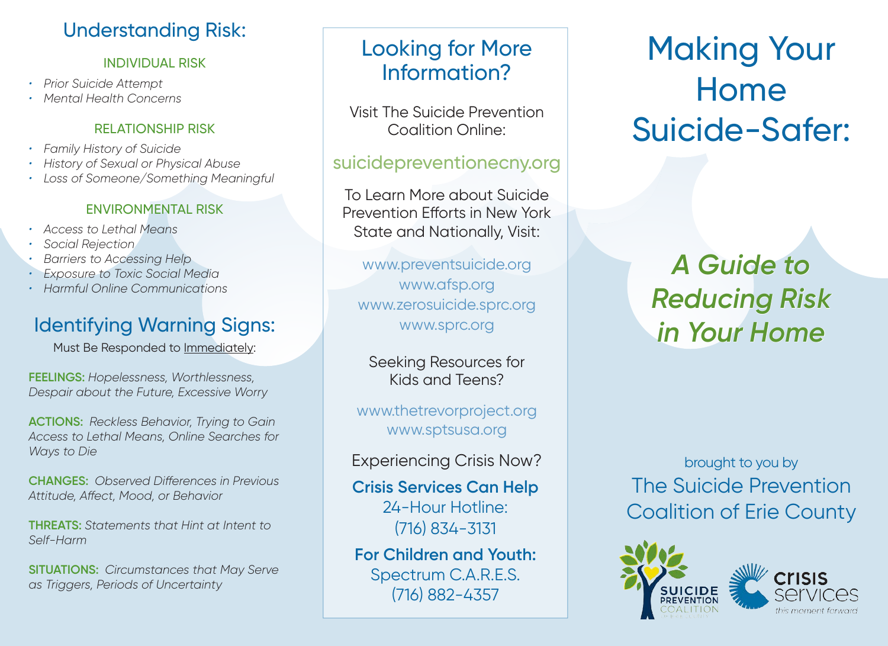## Understanding Risk:

### INDIVIDUAL RISK

- *Prior Suicide Attempt*
- *Mental Health Concerns*

### RELATIONSHIP RISK

- *Family History of Suicide*
- *History of Sexual or Physical Abuse*
- *Loss of Someone/Something Meaningful*

### ENVIRONMENTAL RISK

- *Access to Lethal Means*
- *Social Rejection*
- *Barriers to Accessing Help*
- *Exposure to Toxic Social Media*
- *Harmful Online Communications*

## Identifying Warning Signs:

Must Be Responded to Immediately:

**FEELINGS:** *Hopelessness, Worthlessness, Despair about the Future, Excessive Worry*

**ACTIONS:** *Reckless Behavior, Trying to Gain Access to Lethal Means, Online Searches for Ways to Die*

**CHANGES:** *Observed Differences in Previous Attitude, Affect, Mood, or Behavior*

**THREATS:** *Statements that Hint at Intent to Self-Harm*

**SITUATIONS:** *Circumstances that May Serve as Triggers, Periods of Uncertainty*

## Looking for More Information?

Visit The Suicide Prevention Coalition Online:

suicidepreventionecny.org

To Learn More about Suicide Prevention Efforts in New York State and Nationally, Visit:

www.preventsuicide.org
www.afsp.org
www.zerosuicide.sprc.org
www.sprc.org

Seeking Resources for Kids and Teens?

www.thetrevorproject.org
www.sptsusa.org

Experiencing Crisis Now?

**Crisis Services Can Help**
24-Hour Hotline:
(716) 834-3131

**For Children and Youth:**
Spectrum C.A.R.E.S.
(716) 882-4357

# Making Your Home Suicide-Safer:

## *A Guide to Reducing Risk in Your Home*

brought to you by
The Suicide Prevention Coalition of Erie County

SUICIDE PREVENTION COALITION

crisis services
*this moment forward*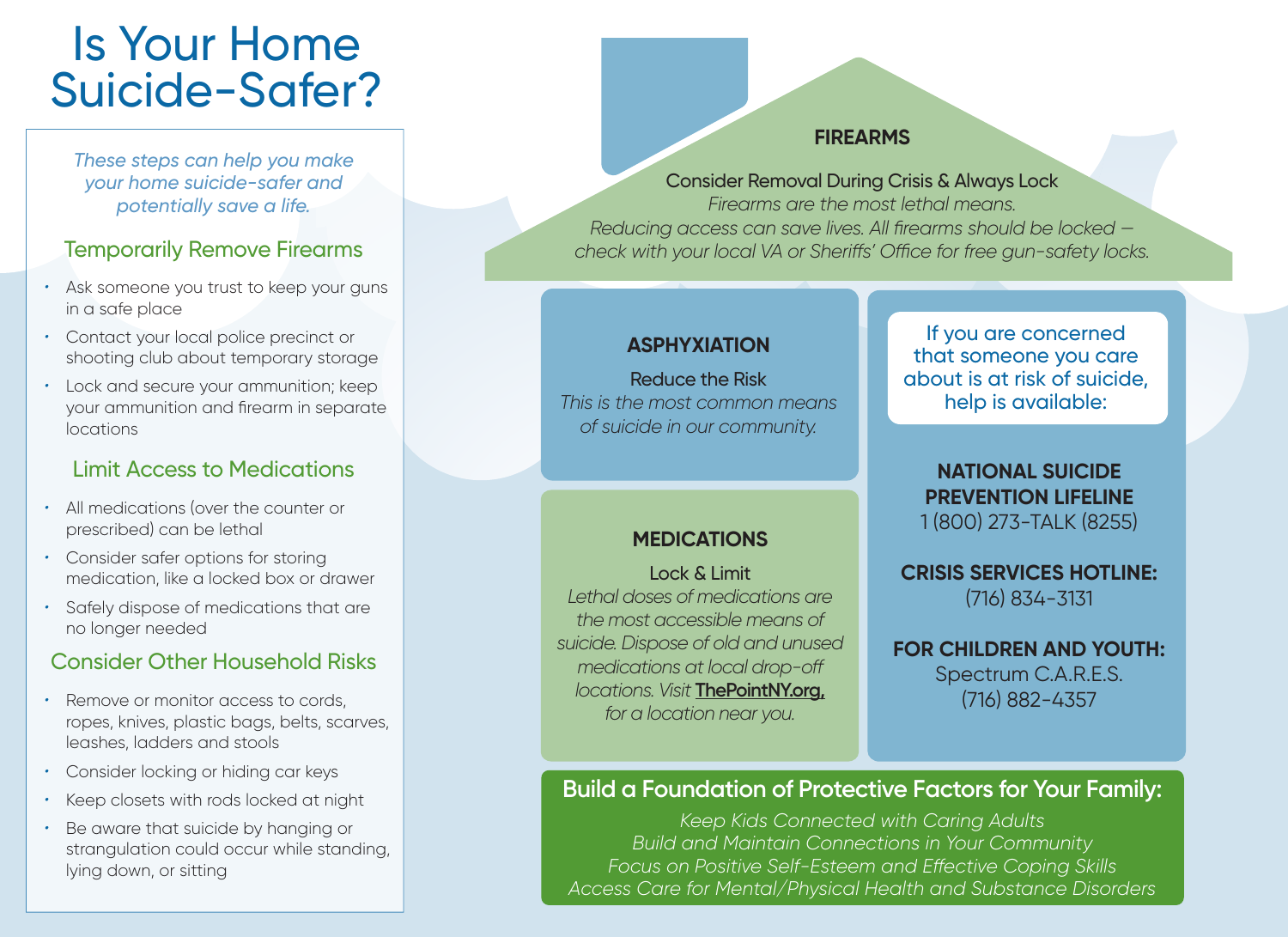# Is Your Home Suicide-Safer?

*These steps can help you make your home suicide-safer and potentially save a life.*

## Temporarily Remove Firearms

- Ask someone you trust to keep your guns in a safe place
- Contact your local police precinct or shooting club about temporary storage
- Lock and secure your ammunition; keep your ammunition and firearm in separate locations

## Limit Access to Medications

- All medications (over the counter or prescribed) can be lethal
- Consider safer options for storing medication, like a locked box or drawer
- Safely dispose of medications that are no longer needed

## Consider Other Household Risks

- Remove or monitor access to cords, ropes, knives, plastic bags, belts, scarves, leashes, ladders and stools
- Consider locking or hiding car keys
- Keep closets with rods locked at night
- Be aware that suicide by hanging or strangulation could occur while standing, lying down, or sitting

### FIREARMS

Consider Removal During Crisis & Always Lock

*Firearms are the most lethal means. Reducing access can save lives. All firearms should be locked — check with your local VA or Sheriffs' Office for free gun-safety locks.*

### ASPHYXIATION

Reduce the Risk

*This is the most common means of suicide in our community.*

### MEDICATIONS

Lock & Limit

*Lethal doses of medications are the most accessible means of suicide. Dispose of old and unused medications at local drop-off locations. Visit* ***ThePointNY.org,*** *for a location near you.*

If you are concerned that someone you care about is at risk of suicide, help is available:

**NATIONAL SUICIDE PREVENTION LIFELINE**
1 (800) 273-TALK (8255)

**CRISIS SERVICES HOTLINE:**
(716) 834-3131

**FOR CHILDREN AND YOUTH:**
Spectrum C.A.R.E.S.
(716) 882-4357

## Build a Foundation of Protective Factors for Your Family:

*Keep Kids Connected with Caring Adults*
*Build and Maintain Connections in Your Community*
*Focus on Positive Self-Esteem and Effective Coping Skills*
*Access Care for Mental/Physical Health and Substance Disorders*